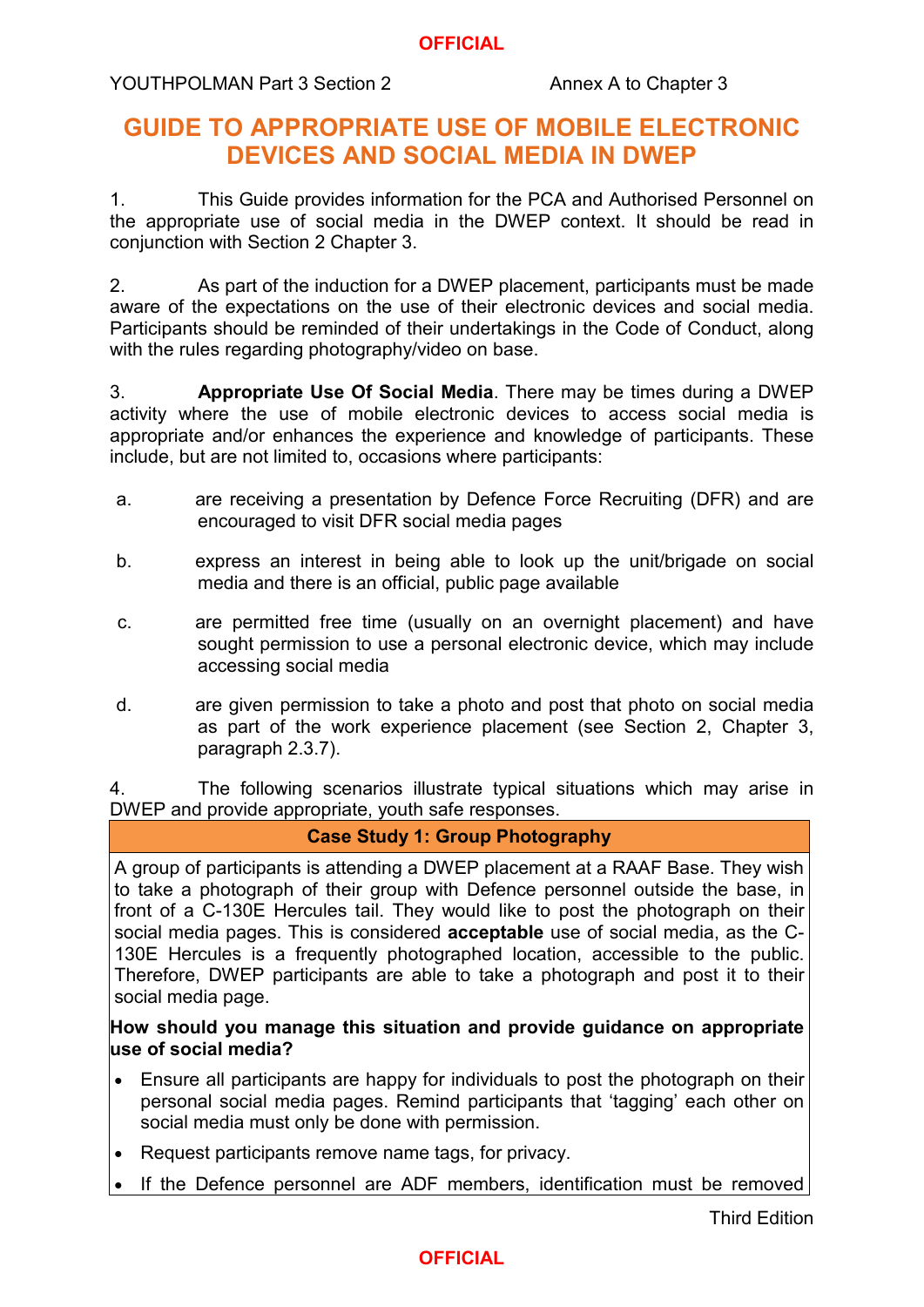# GUIDE TO APPROPRIATE USE OF MOBILE ELECTRONIC DEVICES AND SOCIAL MEDIA IN DWEP

1. This Guide provides information for the PCA and Authorised Personnel on the appropriate use of social media in the DWEP context. It should be read in conjunction with Section 2 Chapter 3.

2. As part of the induction for a DWEP placement, participants must be made aware of the expectations on the use of their electronic devices and social media. Participants should be reminded of their undertakings in the Code of Conduct, along with the rules regarding photography/video on base.

3. **Appropriate Use Of Social Media**. There may be times during a DWEP activity where the use of mobile electronic devices to access social media is appropriate and/or enhances the experience and knowledge of participants. These include, but are not limited to, occasions where participants:

   a. are receiving a presentation by Defence Force Recruiting (DFR) and are encouraged to visit DFR social media pages

   b. express an interest in being able to look up the unit/brigade on social media and there is an official, public page available

   c. are permitted free time (usually on an overnight placement) and have sought permission to use a personal electronic device, which may include accessing social media

   d. are given permission to take a photo and post that photo on social media as part of the work experience placement (see Section 2, Chapter 3, paragraph 2.3.7).

4. The following scenarios illustrate typical situations which may arise in DWEP and provide appropriate, youth safe responses.

| Case Study 1: Group Photography |
|---|
| A group of participants is attending a DWEP placement at a RAAF Base. They wish to take a photograph of their group with Defence personnel outside the base, in front of a C-130E Hercules tail. They would like to post the photograph on their social media pages. This is considered **acceptable** use of social media, as the C-130E Hercules is a frequently photographed location, accessible to the public. Therefore, DWEP participants are able to take a photograph and post it to their social media page. |
| **How should you manage this situation and provide guidance on appropriate use of social media?** |
| • Ensure all participants are happy for individuals to post the photograph on their personal social media pages. Remind participants that 'tagging' each other on social media must only be done with permission.<br>• Request participants remove name tags, for privacy.<br>• If the Defence personnel are ADF members, identification must be removed |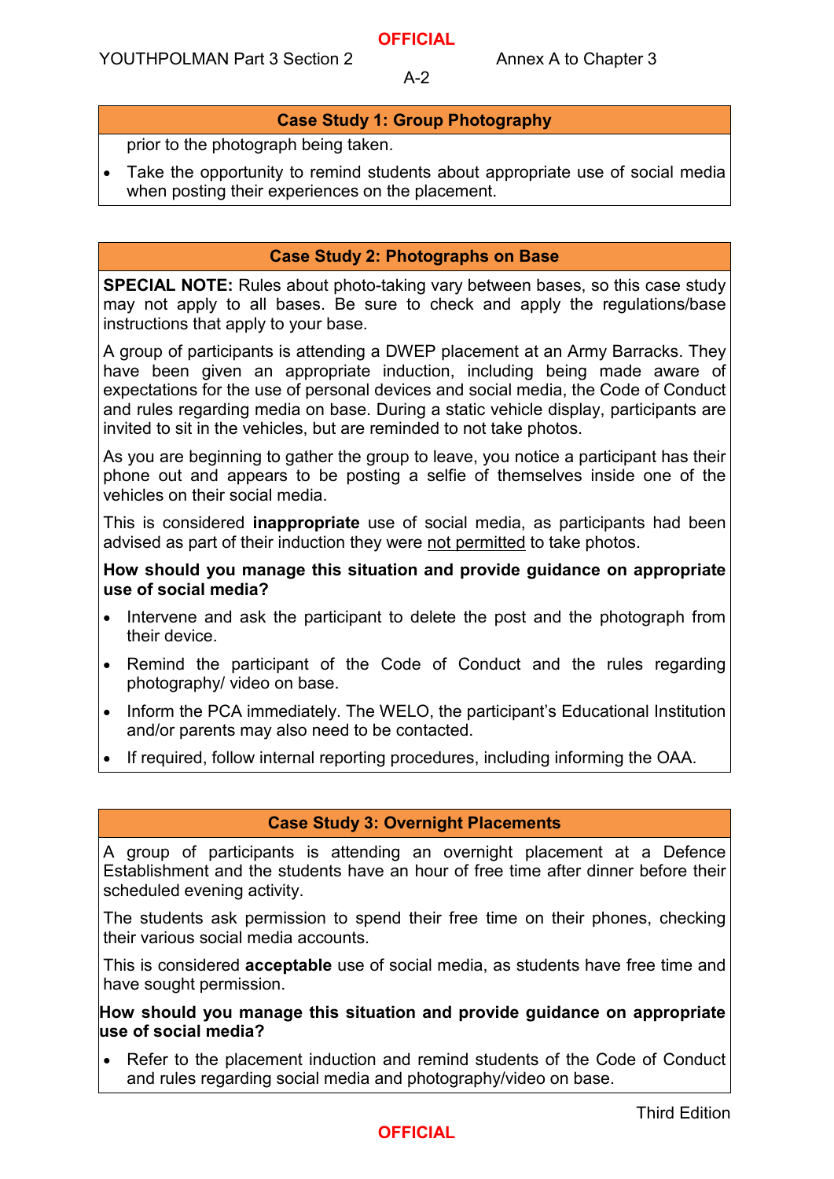### Case Study 1: Group Photography

prior to the photograph being taken.

- Take the opportunity to remind students about appropriate use of social media when posting their experiences on the placement.

### Case Study 2: Photographs on Base

**SPECIAL NOTE:** Rules about photo-taking vary between bases, so this case study may not apply to all bases. Be sure to check and apply the regulations/base instructions that apply to your base.

A group of participants is attending a DWEP placement at an Army Barracks. They have been given an appropriate induction, including being made aware of expectations for the use of personal devices and social media, the Code of Conduct and rules regarding media on base. During a static vehicle display, participants are invited to sit in the vehicles, but are reminded to not take photos.

As you are beginning to gather the group to leave, you notice a participant has their phone out and appears to be posting a selfie of themselves inside one of the vehicles on their social media.

This is considered **inappropriate** use of social media, as participants had been advised as part of their induction they were not permitted to take photos.

**How should you manage this situation and provide guidance on appropriate use of social media?**

- Intervene and ask the participant to delete the post and the photograph from their device.
- Remind the participant of the Code of Conduct and the rules regarding photography/ video on base.
- Inform the PCA immediately. The WELO, the participant's Educational Institution and/or parents may also need to be contacted.
- If required, follow internal reporting procedures, including informing the OAA.

### Case Study 3: Overnight Placements

A group of participants is attending an overnight placement at a Defence Establishment and the students have an hour of free time after dinner before their scheduled evening activity.

The students ask permission to spend their free time on their phones, checking their various social media accounts.

This is considered **acceptable** use of social media, as students have free time and have sought permission.

**How should you manage this situation and provide guidance on appropriate use of social media?**

- Refer to the placement induction and remind students of the Code of Conduct and rules regarding social media and photography/video on base.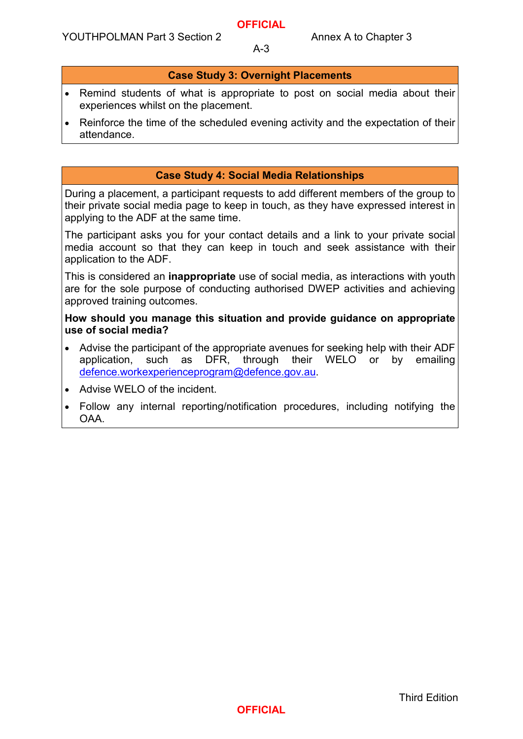### Case Study 3: Overnight Placements

- Remind students of what is appropriate to post on social media about their experiences whilst on the placement.
- Reinforce the time of the scheduled evening activity and the expectation of their attendance.

### Case Study 4: Social Media Relationships

During a placement, a participant requests to add different members of the group to their private social media page to keep in touch, as they have expressed interest in applying to the ADF at the same time.

The participant asks you for your contact details and a link to your private social media account so that they can keep in touch and seek assistance with their application to the ADF.

This is considered an **inappropriate** use of social media, as interactions with youth are for the sole purpose of conducting authorised DWEP activities and achieving approved training outcomes.

**How should you manage this situation and provide guidance on appropriate use of social media?**

- Advise the participant of the appropriate avenues for seeking help with their ADF application, such as DFR, through their WELO or by emailing defence.workexperienceprogram@defence.gov.au.
- Advise WELO of the incident.
- Follow any internal reporting/notification procedures, including notifying the OAA.